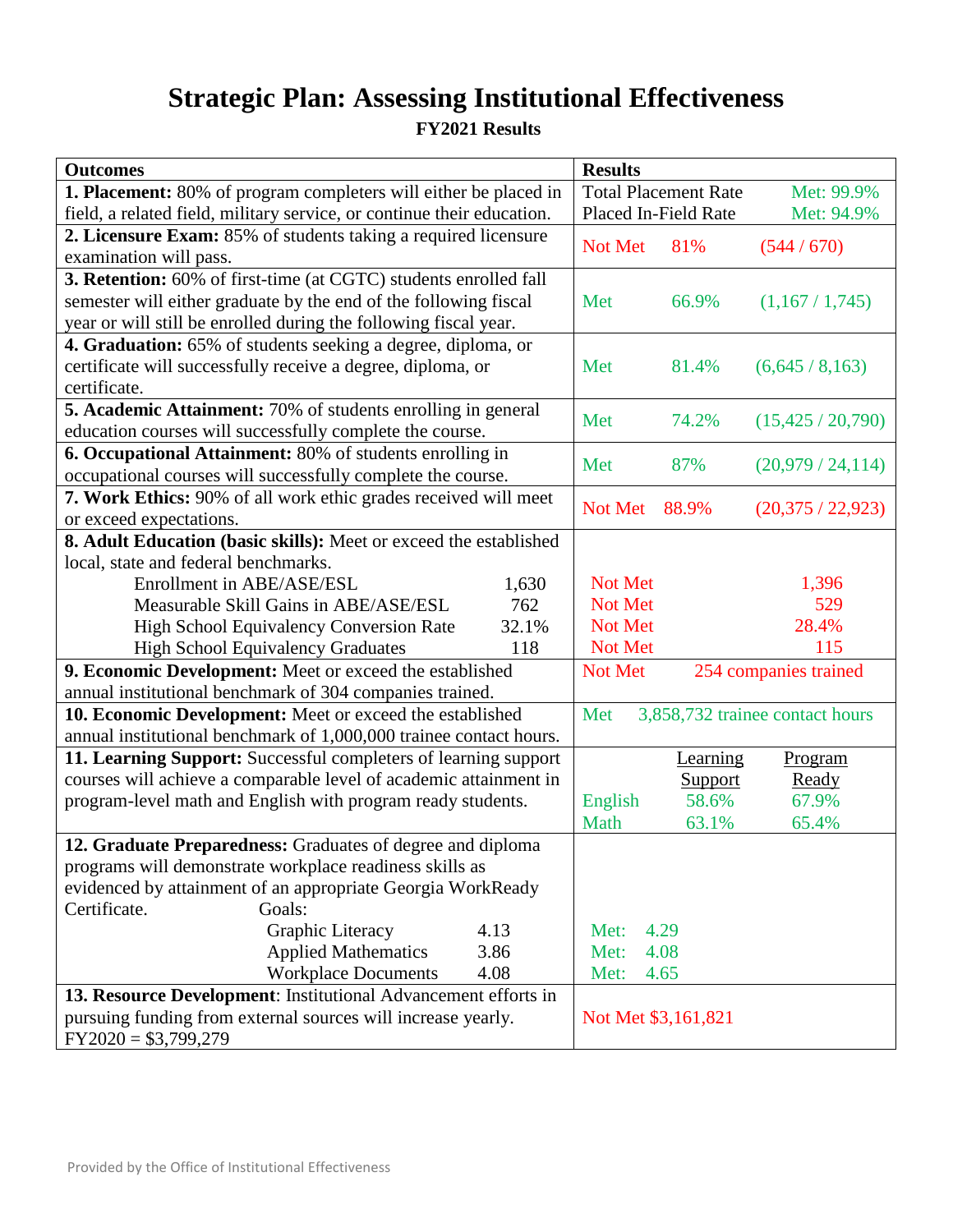# Strategic Plan: Assessing Institutional Effectiveness

## FY2021 Results

| Outcomes | Results |
|---|---|
| **1. Placement:** 80% of program completers will either be placed in field, a related field, military service, or continue their education. | Total Placement Rate Met: 99.9%<br>Placed In-Field Rate Met: 94.9% |
| **2. Licensure Exam:** 85% of students taking a required licensure examination will pass. | Not Met 81% (544 / 670) |
| **3. Retention:** 60% of first-time (at CGTC) students enrolled fall semester will either graduate by the end of the following fiscal year or will still be enrolled during the following fiscal year. | Met 66.9% (1,167 / 1,745) |
| **4. Graduation:** 65% of students seeking a degree, diploma, or certificate will successfully receive a degree, diploma, or certificate. | Met 81.4% (6,645 / 8,163) |
| **5. Academic Attainment:** 70% of students enrolling in general education courses will successfully complete the course. | Met 74.2% (15,425 / 20,790) |
| **6. Occupational Attainment:** 80% of students enrolling in occupational courses will successfully complete the course. | Met 87% (20,979 / 24,114) |
| **7. Work Ethics:** 90% of all work ethic grades received will meet or exceed expectations. | Not Met 88.9% (20,375 / 22,923) |
| **8. Adult Education (basic skills):** Meet or exceed the established local, state and federal benchmarks.<br>Enrollment in ABE/ASE/ESL 1,630<br>Measurable Skill Gains in ABE/ASE/ESL 762<br>High School Equivalency Conversion Rate 32.1%<br>High School Equivalency Graduates 118 | <br><br>Not Met 1,396<br>Not Met 529<br>Not Met 28.4%<br>Not Met 115 |
| **9. Economic Development:** Meet or exceed the established annual institutional benchmark of 304 companies trained. | Not Met 254 companies trained |
| **10. Economic Development:** Meet or exceed the established annual institutional benchmark of 1,000,000 trainee contact hours. | Met 3,858,732 trainee contact hours |
| **11. Learning Support:** Successful completers of learning support courses will achieve a comparable level of academic attainment in program-level math and English with program ready students. | Learning Support / Program Ready<br>English 58.6% / 67.9%<br>Math 63.1% / 65.4% |
| **12. Graduate Preparedness:** Graduates of degree and diploma programs will demonstrate workplace readiness skills as evidenced by attainment of an appropriate Georgia WorkReady Certificate. Goals:<br>Graphic Literacy 4.13<br>Applied Mathematics 3.86<br>Workplace Documents 4.08 | <br><br><br>Met: 4.29<br>Met: 4.08<br>Met: 4.65 |
| **13. Resource Development**: Institutional Advancement efforts in pursuing funding from external sources will increase yearly. FY2020 = $3,799,279 | Not Met $3,161,821 |

Provided by the Office of Institutional Effectiveness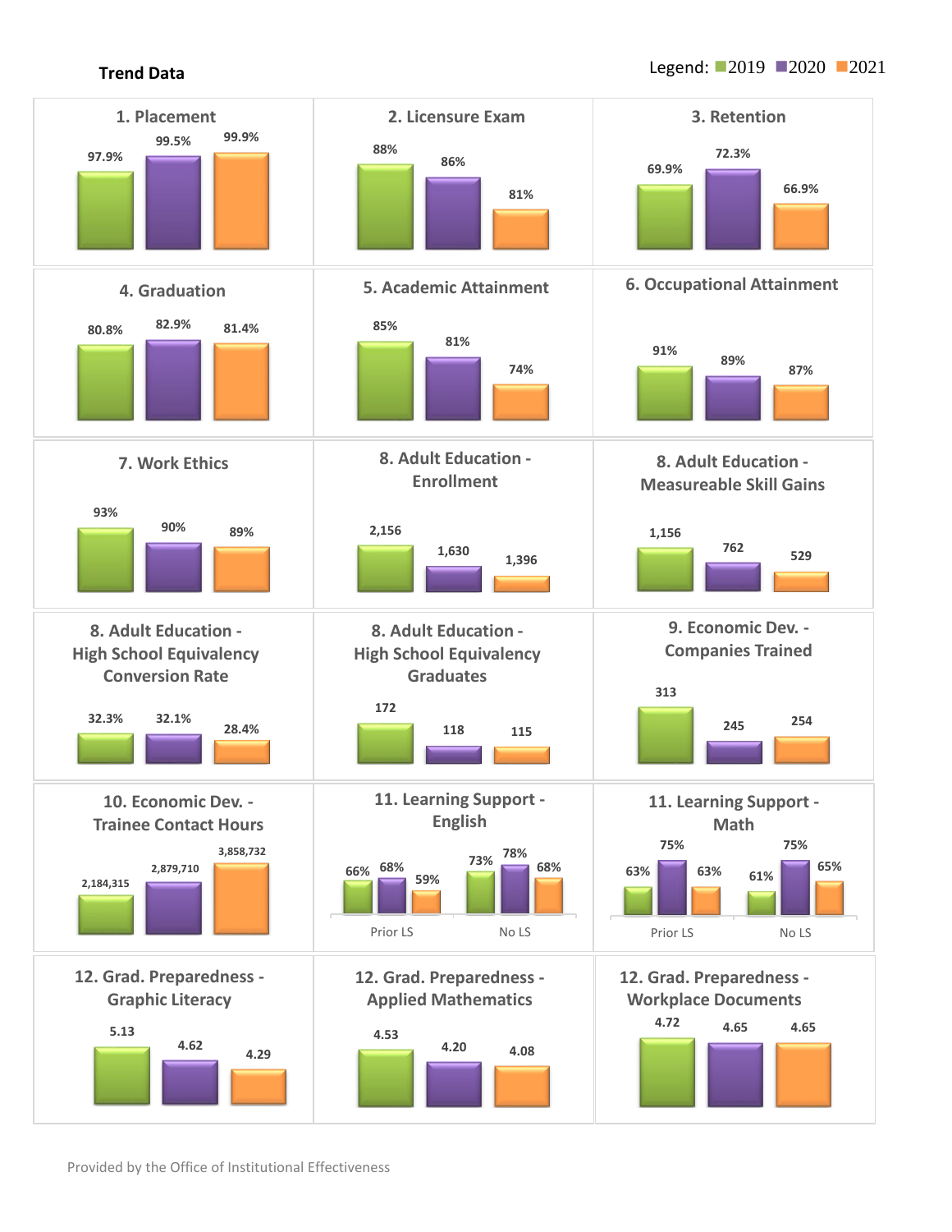**Trend Data**

Legend: 2019 2020 2021

1. Placement

97.9% 99.5% 99.9%

2. Licensure Exam

88% 86% 81%

3. Retention

69.9% 72.3% 66.9%

4. Graduation

80.8% 82.9% 81.4%

5. Academic Attainment

85% 81% 74%

6. Occupational Attainment

91% 89% 87%

7. Work Ethics

93% 90% 89%

8. Adult Education - Enrollment

2,156 1,630 1,396

8. Adult Education - Measureable Skill Gains

1,156 762 529

8. Adult Education - High School Equivalency Conversion Rate

32.3% 32.1% 28.4%

8. Adult Education - High School Equivalency Graduates

172 118 115

9. Economic Dev. - Companies Trained

313 245 254

10. Economic Dev. - Trainee Contact Hours

2,184,315 2,879,710 3,858,732

11. Learning Support - English

Prior LS: 66% 68% 59%

No LS: 73% 78% 68%

11. Learning Support - Math

Prior LS: 63% 75% 63%

No LS: 61% 75% 65%

12. Grad. Preparedness - Graphic Literacy

5.13 4.62 4.29

12. Grad. Preparedness - Applied Mathematics

4.53 4.20 4.08

12. Grad. Preparedness - Workplace Documents

4.72 4.65 4.65

Provided by the Office of Institutional Effectiveness